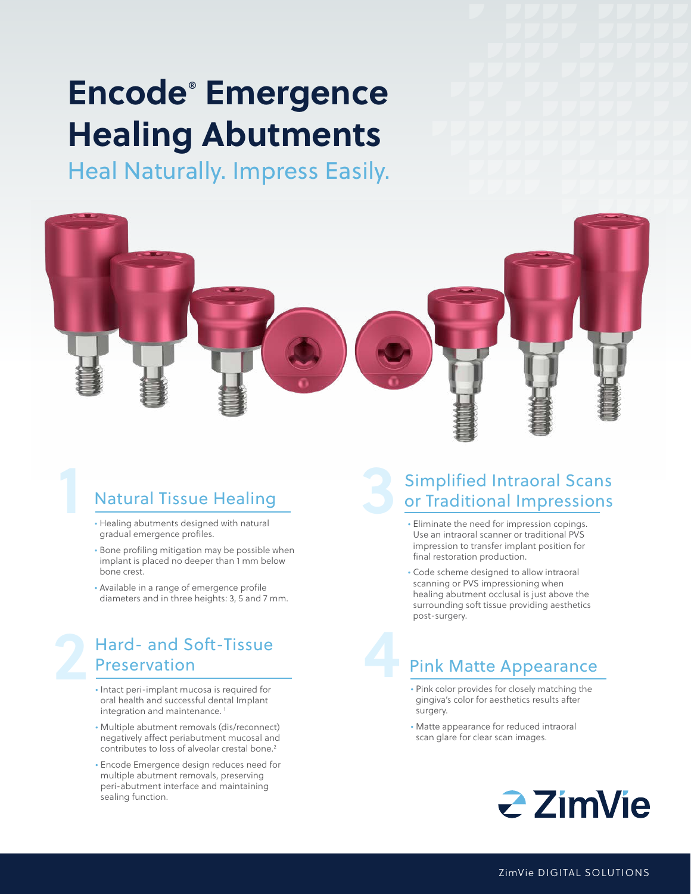# Encode® Emergence Healing Abutments

## Heal Naturally. Impress Easily.

## 1 Natural Tissue Healing

- Healing abutments designed with natural gradual emergence profiles.
- Bone profiling mitigation may be possible when implant is placed no deeper than 1 mm below bone crest.
- Available in a range of emergence profile diameters and in three heights: 3, 5 and 7 mm.

## 2 Hard- and Soft-Tissue Preservation

- Intact peri-implant mucosa is required for oral health and successful dental Implant integration and maintenance.[1]
- Multiple abutment removals (dis/reconnect) negatively affect periabutment mucosal and contributes to loss of alveolar crestal bone.[2]
- Encode Emergence design reduces need for multiple abutment removals, preserving peri-abutment interface and maintaining sealing function.

## 3 Simplified Intraoral Scans or Traditional Impressions

- Eliminate the need for impression copings. Use an intraoral scanner or traditional PVS impression to transfer implant position for final restoration production.
- Code scheme designed to allow intraoral scanning or PVS impressioning when healing abutment occlusal is just above the surrounding soft tissue providing aesthetics post-surgery.

## 4 Pink Matte Appearance

- Pink color provides for closely matching the gingiva's color for aesthetics results after surgery.
- Matte appearance for reduced intraoral scan glare for clear scan images.

ZimVie

ZimVie DIGITAL SOLUTIONS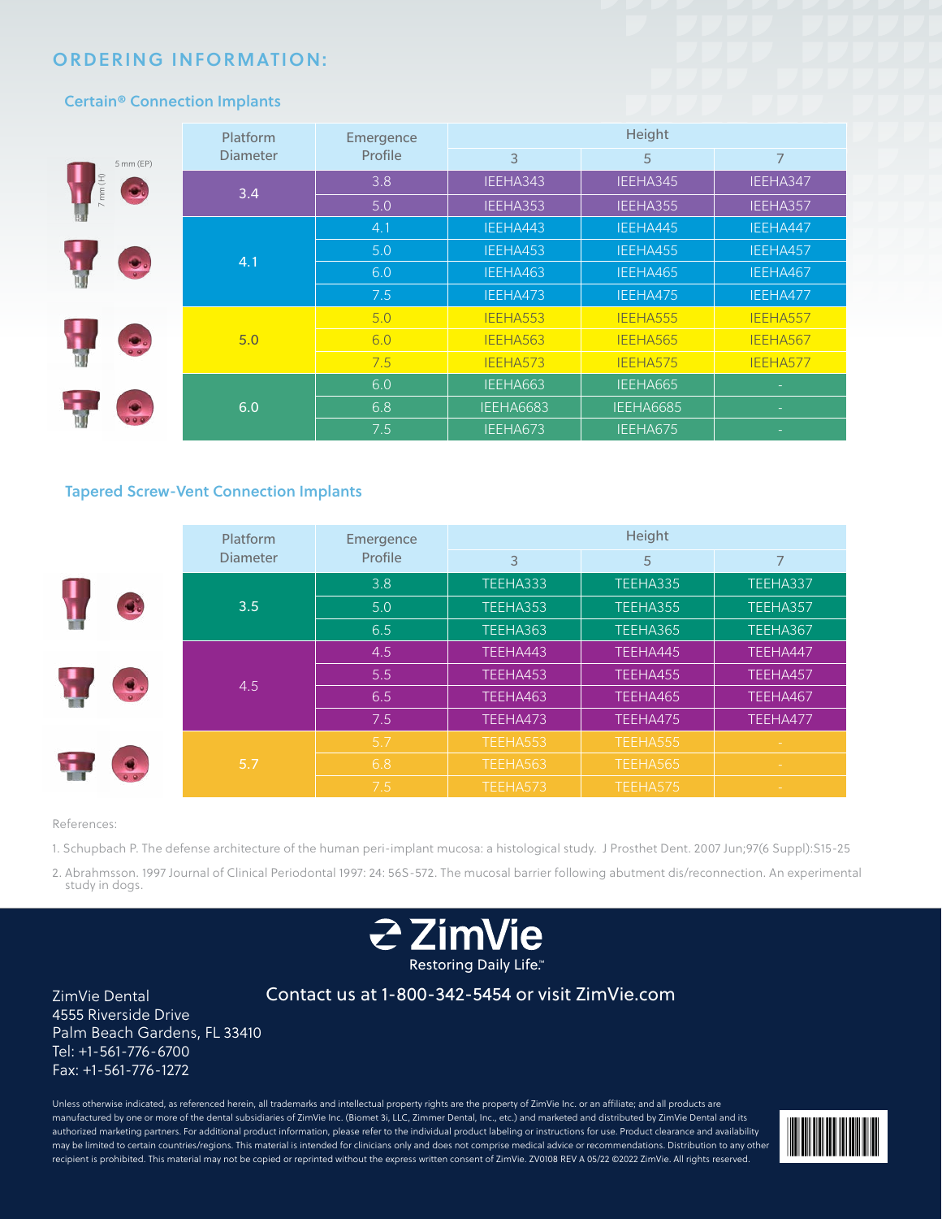## ORDERING INFORMATION:

### Certain® Connection Implants

| Platform Diameter | Emergence Profile | Height | | |
|---|---|---|---|---|
| | | 3 | 5 | 7 |
| 3.4 | 3.8 | IEEHA343 | IEEHA345 | IEEHA347 |
| | 5.0 | IEEHA353 | IEEHA355 | IEEHA357 |
| 4.1 | 4.1 | IEEHA443 | IEEHA445 | IEEHA447 |
| | 5.0 | IEEHA453 | IEEHA455 | IEEHA457 |
| | 6.0 | IEEHA463 | IEEHA465 | IEEHA467 |
| | 7.5 | IEEHA473 | IEEHA475 | IEEHA477 |
| 5.0 | 5.0 | IEEHA553 | IEEHA555 | IEEHA557 |
| | 6.0 | IEEHA563 | IEEHA565 | IEEHA567 |
| | 7.5 | IEEHA573 | IEEHA575 | IEEHA577 |
| 6.0 | 6.0 | IEEHA663 | IEEHA665 | - |
| | 6.8 | IEEHA6683 | IEEHA6685 | - |
| | 7.5 | IEEHA673 | IEEHA675 | - |

5 mm (EP)
7 mm (H)

### Tapered Screw-Vent Connection Implants

| Platform Diameter | Emergence Profile | Height | | |
|---|---|---|---|---|
| | | 3 | 5 | 7 |
| 3.5 | 3.8 | TEEHA333 | TEEHA335 | TEEHA337 |
| | 5.0 | TEEHA353 | TEEHA355 | TEEHA357 |
| | 6.5 | TEEHA363 | TEEHA365 | TEEHA367 |
| 4.5 | 4.5 | TEEHA443 | TEEHA445 | TEEHA447 |
| | 5.5 | TEEHA453 | TEEHA455 | TEEHA457 |
| | 6.5 | TEEHA463 | TEEHA465 | TEEHA467 |
| | 7.5 | TEEHA473 | TEEHA475 | TEEHA477 |
| 5.7 | 5.7 | TEEHA553 | TEEHA555 | - |
| | 6.8 | TEEHA563 | TEEHA565 | - |
| | 7.5 | TEEHA573 | TEEHA575 | - |

References:

1. Schupbach P. The defense architecture of the human peri-implant mucosa: a histological study. J Prosthet Dent. 2007 Jun;97(6 Suppl):S15-25
2. Abrahmsson. 1997 Journal of Clinical Periodontal 1997: 24: 56S-572. The mucosal barrier following abutment dis/reconnection. An experimental study in dogs.

ZimVie
Restoring Daily Life.™

ZimVie Dental
4555 Riverside Drive
Palm Beach Gardens, FL 33410
Tel: +1-561-776-6700
Fax: +1-561-776-1272

Contact us at 1-800-342-5454 or visit ZimVie.com

Unless otherwise indicated, as referenced herein, all trademarks and intellectual property rights are the property of ZimVie Inc. or an affiliate; and all products are manufactured by one or more of the dental subsidiaries of ZimVie Inc. (Biomet 3i, LLC, Zimmer Dental, Inc., etc.) and marketed and distributed by ZimVie Dental and its authorized marketing partners. For additional product information, please refer to the individual product labeling or instructions for use. Product clearance and availability may be limited to certain countries/regions. This material is intended for clinicians only and does not comprise medical advice or recommendations. Distribution to any other recipient is prohibited. This material may not be copied or reprinted without the express written consent of ZimVie. ZV0108 REV A 05/22 ©2022 ZimVie. All rights reserved.